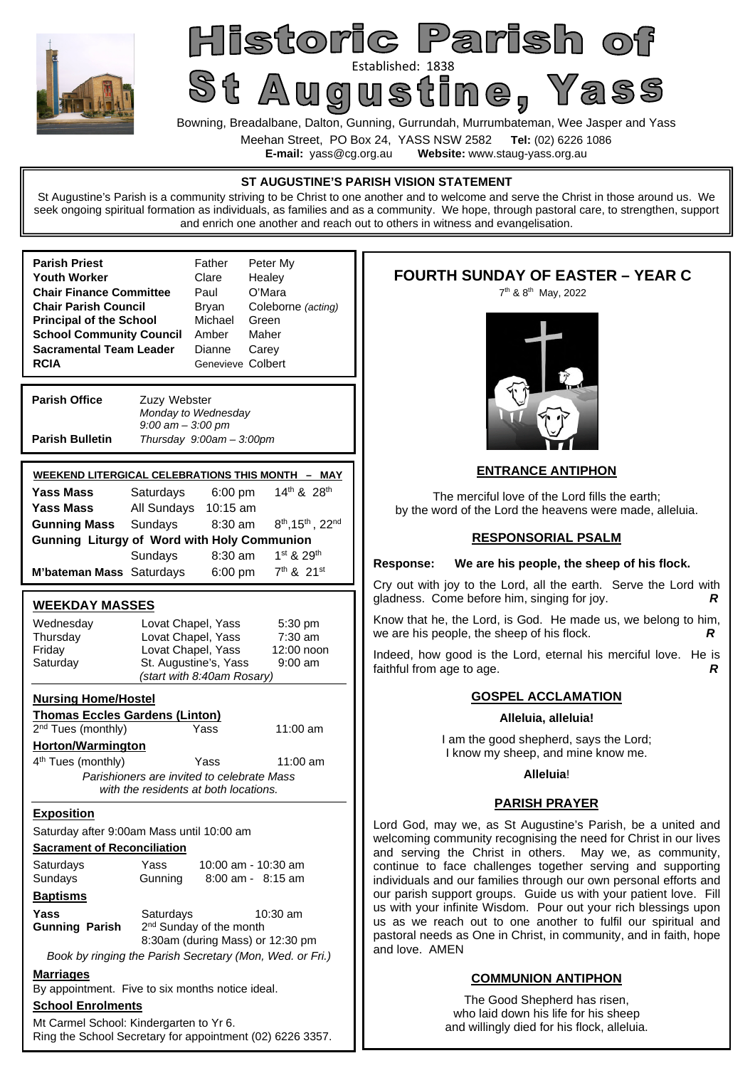# Historic Parish of St Augustine, Yass

Established: 1838

Bowning, Breadalbane, Dalton, Gunning, Gurrundah, Murrumbateman, Wee Jasper and Yass

Meehan Street, PO Box 24, YASS NSW 2582 **Tel:** (02) 6226 1086

**E-mail:** yass@cg.org.au **Website:** www.staug-yass.org.au

## ST AUGUSTINE'S PARISH VISION STATEMENT

St Augustine's Parish is a community striving to be Christ to one another and to welcome and serve the Christ in those around us. We seek ongoing spiritual formation as individuals, as families and as a community. We hope, through pastoral care, to strengthen, support and enrich one another and reach out to others in witness and evangelisation.

| | |
|---|---|
| **Parish Priest** | Father Peter My |
| **Youth Worker** | Clare Healey |
| **Chair Finance Committee** | Paul O'Mara |
| **Chair Parish Council** | Bryan Coleborne *(acting)* |
| **Principal of the School** | Michael Green |
| **School Community Council** | Amber Maher |
| **Sacramental Team Leader** | Dianne Carey |
| **RCIA** | Genevieve Colbert |

**Parish Office** Zuzy Webster
*Monday to Wednesday*
*9:00 am – 3:00 pm*

**Parish Bulletin** *Thursday 9:00am – 3:00pm*

### WEEKEND LITERGICAL CELEBRATIONS THIS MONTH – MAY

| | | | |
|---|---|---|---|
| **Yass Mass** | Saturdays | 6:00 pm | 14th & 28th |
| **Yass Mass** | All Sundays | 10:15 am | |
| **Gunning Mass** | Sundays | 8:30 am | 8th, 15th, 22nd |
| **Gunning Liturgy of Word with Holy Communion** | | | |
| | Sundays | 8:30 am | 1st & 29th |
| **M'bateman Mass** | Saturdays | 6:00 pm | 7th & 21st |

### WEEKDAY MASSES

| | | |
|---|---|---|
| Wednesday | Lovat Chapel, Yass | 5:30 pm |
| Thursday | Lovat Chapel, Yass | 7:30 am |
| Friday | Lovat Chapel, Yass | 12:00 noon |
| Saturday | St. Augustine's, Yass | 9:00 am |

*(start with 8:40am Rosary)*

**Nursing Home/Hostel**

**Thomas Eccles Gardens (Linton)**

2nd Tues (monthly) Yass 11:00 am

**Horton/Warmington**

4th Tues (monthly) Yass 11:00 am

*Parishioners are invited to celebrate Mass with the residents at both locations.*

**Exposition**

Saturday after 9:00am Mass until 10:00 am

**Sacrament of Reconciliation**

| | | |
|---|---|---|
| Saturdays | Yass | 10:00 am - 10:30 am |
| Sundays | Gunning | 8:00 am - 8:15 am |

**Baptisms**

**Yass** Saturdays 10:30 am

**Gunning Parish** 2nd Sunday of the month
8:30am (during Mass) or 12:30 pm

*Book by ringing the Parish Secretary (Mon, Wed. or Fri.)*

**Marriages**

By appointment. Five to six months notice ideal.

**School Enrolments**

Mt Carmel School: Kindergarten to Yr 6.
Ring the School Secretary for appointment (02) 6226 3357.

## FOURTH SUNDAY OF EASTER – YEAR C

7th & 8th May, 2022

### ENTRANCE ANTIPHON

The merciful love of the Lord fills the earth;
by the word of the Lord the heavens were made, alleluia.

### RESPONSORIAL PSALM

**Response: We are his people, the sheep of his flock.**

Cry out with joy to the Lord, all the earth. Serve the Lord with gladness. Come before him, singing for joy. ***R***

Know that he, the Lord, is God. He made us, we belong to him, we are his people, the sheep of his flock. ***R***

Indeed, how good is the Lord, eternal his merciful love. He is faithful from age to age. ***R***

### GOSPEL ACCLAMATION

**Alleluia, alleluia!**

I am the good shepherd, says the Lord;
I know my sheep, and mine know me.

**Alleluia!**

### PARISH PRAYER

Lord God, may we, as St Augustine's Parish, be a united and welcoming community recognising the need for Christ in our lives and serving the Christ in others. May we, as community, continue to face challenges together serving and supporting individuals and our families through our own personal efforts and our parish support groups. Guide us with your patient love. Fill us with your infinite Wisdom. Pour out your rich blessings upon us as we reach out to one another to fulfil our spiritual and pastoral needs as One in Christ, in community, and in faith, hope and love. AMEN

### COMMUNION ANTIPHON

The Good Shepherd has risen,
who laid down his life for his sheep
and willingly died for his flock, alleluia.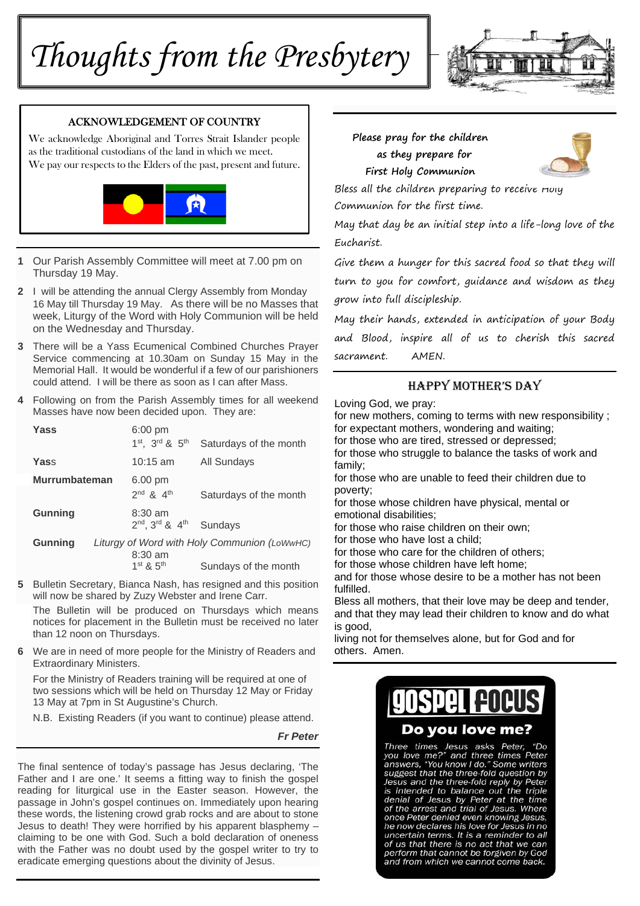# Thoughts from the Presbytery

## ACKNOWLEDGEMENT OF COUNTRY

We acknowledge Aboriginal and Torres Strait Islander people as the traditional custodians of the land in which we meet. We pay our respects to the Elders of the past, present and future.

1. Our Parish Assembly Committee will meet at 7.00 pm on Thursday 19 May.
2. I will be attending the annual Clergy Assembly from Monday 16 May till Thursday 19 May. As there will be no Masses that week, Liturgy of the Word with Holy Communion will be held on the Wednesday and Thursday.
3. There will be a Yass Ecumenical Combined Churches Prayer Service commencing at 10.30am on Sunday 15 May in the Memorial Hall. It would be wonderful if a few of our parishioners could attend. I will be there as soon as I can after Mass.
4. Following on from the Parish Assembly times for all weekend Masses have now been decided upon. They are:

| | | |
|---|---|---|
| **Yass** | 6:00 pm 1st, 3rd & 5th | Saturdays of the month |
| **Yass** | 10:15 am | All Sundays |
| **Murrumbateman** | 6.00 pm 2nd & 4th | Saturdays of the month |
| **Gunning** | 8:30 am 2nd, 3rd & 4th | Sundays |
| **Gunning** | *Liturgy of Word with Holy Communion (LoWwHC)* 8:30 am 1st & 5th | Sundays of the month |

5. Bulletin Secretary, Bianca Nash, has resigned and this position will now be shared by Zuzy Webster and Irene Carr.

   The Bulletin will be produced on Thursdays which means notices for placement in the Bulletin must be received no later than 12 noon on Thursdays.

6. We are in need of more people for the Ministry of Readers and Extraordinary Ministers.

   For the Ministry of Readers training will be required at one of two sessions which will be held on Thursday 12 May or Friday 13 May at 7pm in St Augustine's Church.

   N.B. Existing Readers (if you want to continue) please attend.

***Fr Peter***

The final sentence of today's passage has Jesus declaring, 'The Father and I are one.' It seems a fitting way to finish the gospel reading for liturgical use in the Easter season. However, the passage in John's gospel continues on. Immediately upon hearing these words, the listening crowd grab rocks and are about to stone Jesus to death! They were horrified by his apparent blasphemy – claiming to be one with God. Such a bold declaration of oneness with the Father was no doubt used by the gospel writer to try to eradicate emerging questions about the divinity of Jesus.

***Please pray for the children as they prepare for First Holy Communion***

*Bless all the children preparing to receive Holy Communion for the first time.*

*May that day be an initial step into a life-long love of the Eucharist.*

*Give them a hunger for this sacred food so that they will turn to you for comfort, guidance and wisdom as they grow into full discipleship.*

*May their hands, extended in anticipation of your Body and Blood, inspire all of us to cherish this sacred sacrament. AMEN.*

## HAPPY MOTHER'S DAY

Loving God, we pray:
for new mothers, coming to terms with new responsibility ;
for expectant mothers, wondering and waiting;
for those who are tired, stressed or depressed;
for those who struggle to balance the tasks of work and family;
for those who are unable to feed their children due to poverty;
for those whose children have physical, mental or emotional disabilities;
for those who raise children on their own;
for those who have lost a child;
for those who care for the children of others;
for those whose children have left home;
and for those whose desire to be a mother has not been fulfilled.
Bless all mothers, that their love may be deep and tender, and that they may lead their children to know and do what is good,
living not for themselves alone, but for God and for others. Amen.

## gospel FOCUS

### Do you love me?

*Three times Jesus asks Peter, "Do you love me?" and three times Peter answers, "You know I do." Some writers suggest that the three-fold question by Jesus and the three-fold reply by Peter is intended to balance out the triple denial of Jesus by Peter at the time of the arrest and trial of Jesus. Where once Peter denied even knowing Jesus, he now declares his love for Jesus in no uncertain terms. It is a reminder to all of us that there is no act that we can perform that cannot be forgiven by God and from which we cannot come back.*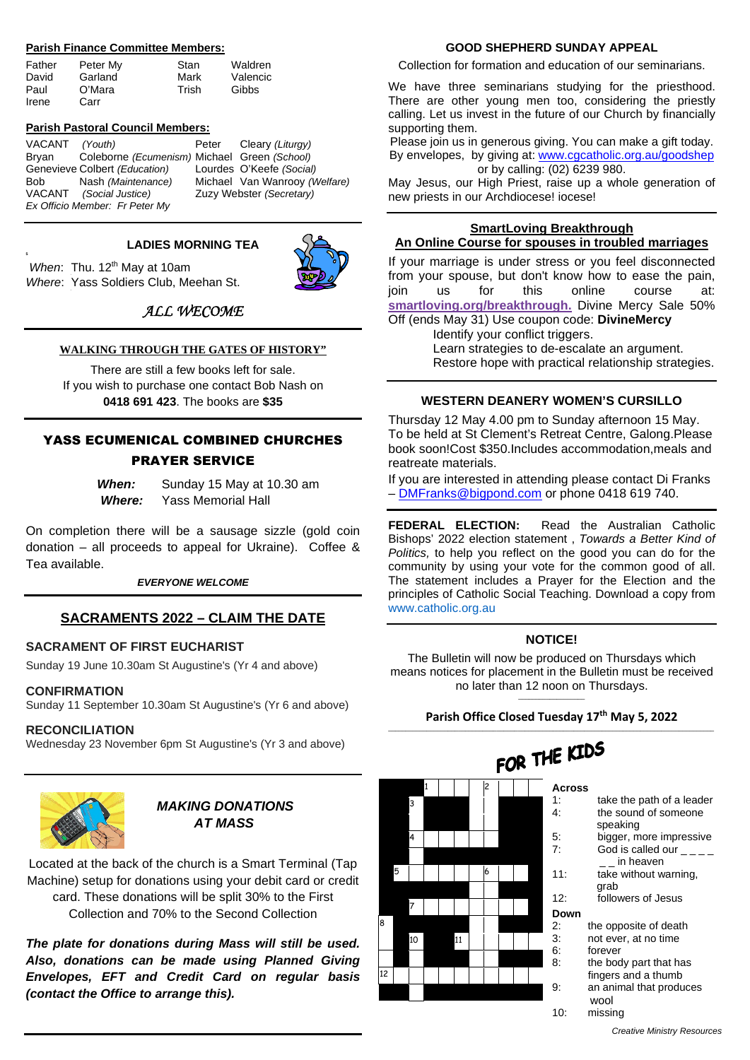**Parish Finance Committee Members:**

| | | | |
|---|---|---|---|
| Father | Peter My | Stan | Waldren |
| David | Garland | Mark | Valencic |
| Paul | O'Mara | Trish | Gibbs |
| Irene | Carr | | |

**Parish Pastoral Council Members:**

| | | | |
|---|---|---|---|
| VACANT | *(Youth)* | Peter | Cleary *(Liturgy)* |
| Bryan | Coleborne *(Ecumenism)* | Michael | Green *(School)* |
| Genevieve | Colbert *(Education)* | Lourdes | O'Keefe *(Social)* |
| Bob | Nash *(Maintenance)* | Michael | Van Wanrooy *(Welfare)* |
| VACANT | *(Social Justice)* | Zuzy | Webster *(Secretary)* |

*Ex Officio Member: Fr Peter My*

## LADIES MORNING TEA

*When*: Thu. 12th May at 10am
*Where*: Yass Soldiers Club, Meehan St.

*ALL WECOME*

## WALKING THROUGH THE GATES OF HISTORY"

There are still a few books left for sale.
If you wish to purchase one contact Bob Nash on **0418 691 423**. The books are **$35**

## YASS ECUMENICAL COMBINED CHURCHES PRAYER SERVICE

***When:*** Sunday 15 May at 10.30 am
***Where:*** Yass Memorial Hall

On completion there will be a sausage sizzle (gold coin donation – all proceeds to appeal for Ukraine). Coffee & Tea available.

***EVERYONE WELCOME***

## SACRAMENTS 2022 – CLAIM THE DATE

**SACRAMENT OF FIRST EUCHARIST**
Sunday 19 June 10.30am St Augustine's (Yr 4 and above)

**CONFIRMATION**
Sunday 11 September 10.30am St Augustine's (Yr 6 and above)

**RECONCILIATION**
Wednesday 23 November 6pm St Augustine's (Yr 3 and above)

## *MAKING DONATIONS AT MASS*

Located at the back of the church is a Smart Terminal (Tap Machine) setup for donations using your debit card or credit card. These donations will be split 30% to the First Collection and 70% to the Second Collection

***The plate for donations during Mass will still be used. Also, donations can be made using Planned Giving Envelopes, EFT and Credit Card on regular basis (contact the Office to arrange this).***

## GOOD SHEPHERD SUNDAY APPEAL

Collection for formation and education of our seminarians.

We have three seminarians studying for the priesthood. There are other young men too, considering the priestly calling. Let us invest in the future of our Church by financially supporting them.

Please join us in generous giving. You can make a gift today. By envelopes, by giving at: www.cgcatholic.org.au/goodshep or by calling: (02) 6239 980.

May Jesus, our High Priest, raise up a whole generation of new priests in our Archdiocese! iocese!

## SmartLoving Breakthrough
## An Online Course for spouses in troubled marriages

If your marriage is under stress or you feel disconnected from your spouse, but don't know how to ease the pain, join us for this online course at: **smartloving.org/breakthrough.** Divine Mercy Sale 50% Off (ends May 31) Use coupon code: **DivineMercy**

Identify your conflict triggers.
Learn strategies to de-escalate an argument.
Restore hope with practical relationship strategies.

## WESTERN DEANERY WOMEN'S CURSILLO

Thursday 12 May 4.00 pm to Sunday afternoon 15 May. To be held at St Clement's Retreat Centre, Galong.Please book soon!Cost $350.Includes accommodation,meals and reatreate materials.

If you are interested in attending please contact Di Franks – DMFranks@bigpond.com or phone 0418 619 740.

**FEDERAL ELECTION:** Read the Australian Catholic Bishops' 2022 election statement , *Towards a Better Kind of Politics,* to help you reflect on the good you can do for the community by using your vote for the common good of all. The statement includes a Prayer for the Election and the principles of Catholic Social Teaching. Download a copy from www.catholic.org.au

## NOTICE!

The Bulletin will now be produced on Thursdays which means notices for placement in the Bulletin must be received no later than 12 noon on Thursdays.

**Parish Office Closed Tuesday 17th May 5, 2022**

## FOR THE KIDS

**Across**
1: take the path of a leader
4: the sound of someone speaking
5: bigger, more impressive
7: God is called our _ _ _ _ _ _ in heaven
11: take without warning, grab
12: followers of Jesus

**Down**
2: the opposite of death
3: not ever, at no time
6: forever
8: the body part that has fingers and a thumb
9: an animal that produces wool
10: missing

*Creative Ministry Resources*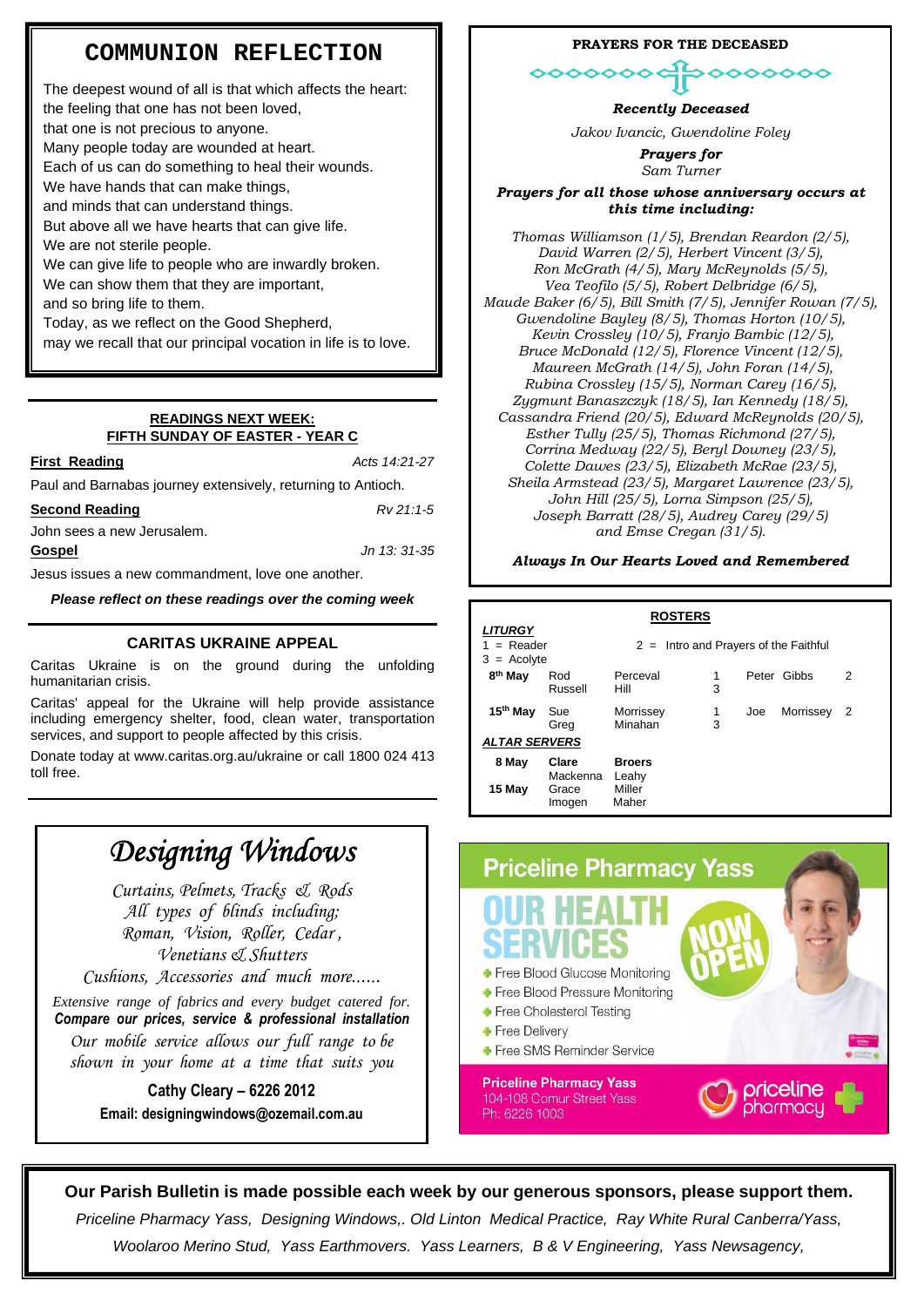## COMMUNION REFLECTION

The deepest wound of all is that which affects the heart:
the feeling that one has not been loved,
that one is not precious to anyone.
Many people today are wounded at heart.
Each of us can do something to heal their wounds.
We have hands that can make things,
and minds that can understand things.
But above all we have hearts that can give life.
We are not sterile people.
We can give life to people who are inwardly broken.
We can show them that they are important,
and so bring life to them.
Today, as we reflect on the Good Shepherd,
may we recall that our principal vocation in life is to love.

### READINGS NEXT WEEK: FIFTH SUNDAY OF EASTER - YEAR C

**First Reading** *Acts 14:21-27*

Paul and Barnabas journey extensively, returning to Antioch.

**Second Reading** *Rv 21:1-5*

John sees a new Jerusalem.

**Gospel** *Jn 13: 31-35*

Jesus issues a new commandment, love one another.

***Please reflect on these readings over the coming week***

### CARITAS UKRAINE APPEAL

Caritas Ukraine is on the ground during the unfolding humanitarian crisis.

Caritas' appeal for the Ukraine will help provide assistance including emergency shelter, food, clean water, transportation services, and support to people affected by this crisis.

Donate today at www.caritas.org.au/ukraine or call 1800 024 413 toll free.

## Designing Windows

*Curtains, Pelmets, Tracks & Rods*
*All types of blinds including;*
*Roman, Vision, Roller, Cedar,*
*Venetians & Shutters*
*Cushions, Accessories and much more......*

*Extensive range of fabrics and every budget catered for.*
***Compare our prices, service & professional installation***
*Our mobile service allows our full range to be shown in your home at a time that suits you*

**Cathy Cleary – 6226 2012**
**Email: designingwindows@ozemail.com.au**

### PRAYERS FOR THE DECEASED

***Recently Deceased***
*Jakov Ivancic, Gwendoline Foley*

***Prayers for***
*Sam Turner*

***Prayers for all those whose anniversary occurs at this time including:***

*Thomas Williamson (1/5), Brendan Reardon (2/5), David Warren (2/5), Herbert Vincent (3/5), Ron McGrath (4/5), Mary McReynolds (5/5), Vea Teofilo (5/5), Robert Delbridge (6/5), Maude Baker (6/5), Bill Smith (7/5), Jennifer Rowan (7/5), Gwendoline Bayley (8/5), Thomas Horton (10/5), Kevin Crossley (10/5), Franjo Bambic (12/5), Bruce McDonald (12/5), Florence Vincent (12/5), Maureen McGrath (14/5), John Foran (14/5), Rubina Crossley (15/5), Norman Carey (16/5), Zygmunt Banaszczyk (18/5), Ian Kennedy (18/5), Cassandra Friend (20/5), Edward McReynolds (20/5), Esther Tully (25/5), Thomas Richmond (27/5), Corrina Medway (22/5), Beryl Downey (23/5), Colette Dawes (23/5), Elizabeth McRae (23/5), Sheila Armstead (23/5), Margaret Lawrence (23/5), John Hill (25/5), Lorna Simpson (25/5), Joseph Barratt (28/5), Audrey Carey (29/5) and Emse Cregan (31/5).*

***Always In Our Hearts Loved and Remembered***

### ROSTERS

***LITURGY***
1 = Reader 2 = Intro and Prayers of the Faithful
3 = Acolyte

| | | | | | | |
|---|---|---|---|---|---|---|
| 8th May | Rod Russell | Perceval Hill | 1 3 | Peter | Gibbs | 2 |
| 15th May | Sue Greg | Morrissey Minahan | 1 3 | Joe | Morrissey | 2 |

***ALTAR SERVERS***

| | | |
|---|---|---|
| 8 May | Clare Mackenna | Broers Leahy |
| 15 May | Grace Imogen | Miller Maher |

## Priceline Pharmacy Yass

**OUR HEALTH SERVICES** NOW OPEN

- Free Blood Glucose Monitoring
- Free Blood Pressure Monitoring
- Free Cholesterol Testing
- Free Delivery
- Free SMS Reminder Service

**Priceline Pharmacy Yass**
104-108 Comur Street Yass
Ph: 6226 1003

priceline pharmacy

**Our Parish Bulletin is made possible each week by our generous sponsors, please support them.**

*Priceline Pharmacy Yass, Designing Windows,. Old Linton Medical Practice, Ray White Rural Canberra/Yass, Woolaroo Merino Stud, Yass Earthmovers. Yass Learners, B & V Engineering, Yass Newsagency,*